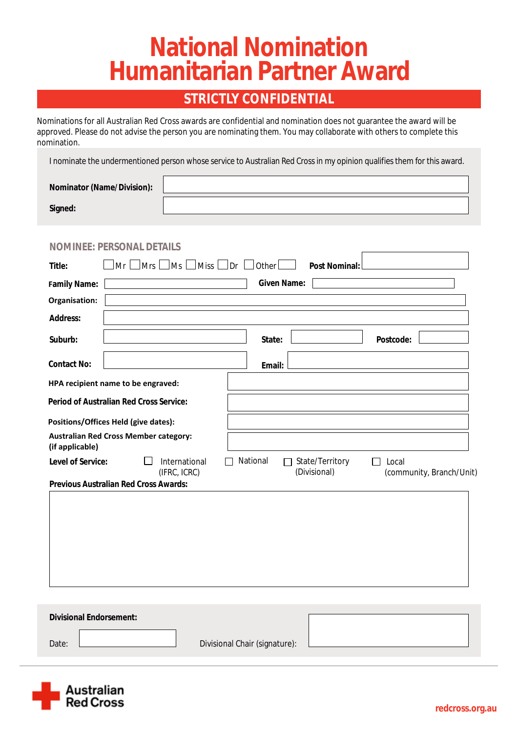# National Nomination Humanitarian Partner Award

## STRICTLY CONFIDENTIAL

Nominations for all Australian Red Cross awards are confidential and nomination does not guarantee the award will be approved. Please do not advise the person you are nominating them. You may collaborate with others to complete this nomination.

I nominate the undermentioned person whose service to Australian Red Cross in my opinion qualifies them for this award.

**Nominator (Name/Division):** 

**Signed:** 

### NOMINEE: PERSONAL DETAILS

**Title:** ☐ Mr ☐ Mrs ☐ Ms ☐ Miss ☐ Dr ☐ Other ☐ **Post Nominal:** 

**Family Name:** **Given Name:** 

**Organisation:** 

**Address:** 

**Suburb:** **State:** **Postcode:** 

**Contact No:** **Email:** 

**HPA recipient name to be engraved:** 

**Period of Australian Red Cross Service:** 

**Positions/Offices Held (give dates):** 

**Australian Red Cross Member category: (if applicable)** 

**Level of Service:** ☐ International (IFRC, ICRC) ☐ National ☐ State/Territory (Divisional) ☐ Local (community, Branch/Unit)

**Previous Australian Red Cross Awards:** 

**Divisional Endorsement:**

Date: Divisional Chair (signature): 

Australian Red Cross

redcross.org.au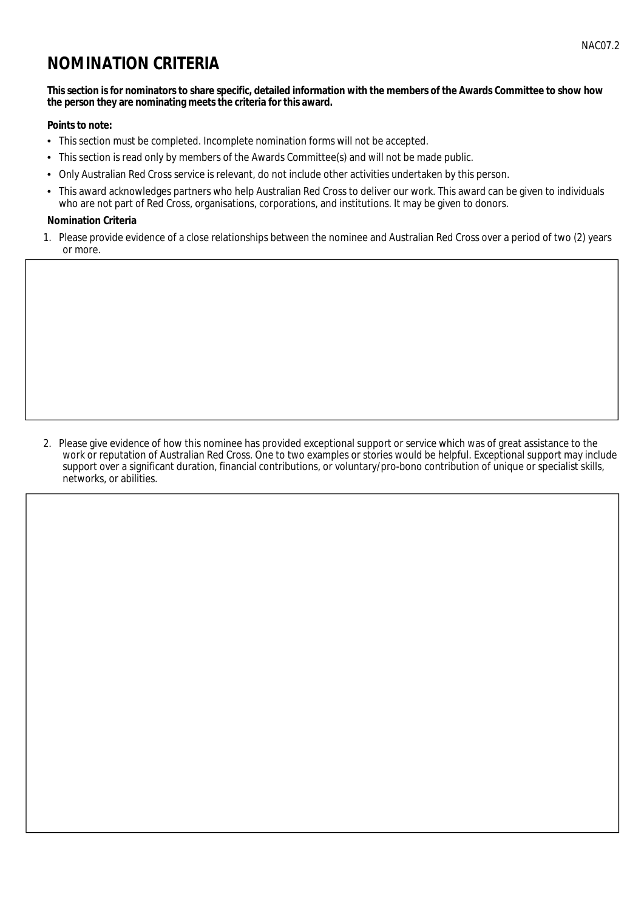# NOMINATION CRITERIA

**This section is for nominators to share specific, detailed information with the members of the Awards Committee to show how the person they are nominating meets the criteria for this award.**

**Points to note:**

- This section must be completed. Incomplete nomination forms will not be accepted.
- This section is read only by members of the Awards Committee(s) and will not be made public.
- Only Australian Red Cross service is relevant, do not include other activities undertaken by this person.
- This award acknowledges partners who help Australian Red Cross to deliver our work. This award can be given to individuals who are not part of Red Cross, organisations, corporations, and institutions. It may be given to donors.

**Nomination Criteria**

1. Please provide evidence of a close relationships between the nominee and Australian Red Cross over a period of two (2) years or more.

2. Please give evidence of how this nominee has provided exceptional support or service which was of great assistance to the work or reputation of Australian Red Cross. One to two examples or stories would be helpful. Exceptional support may include support over a significant duration, financial contributions, or voluntary/pro-bono contribution of unique or specialist skills, networks, or abilities.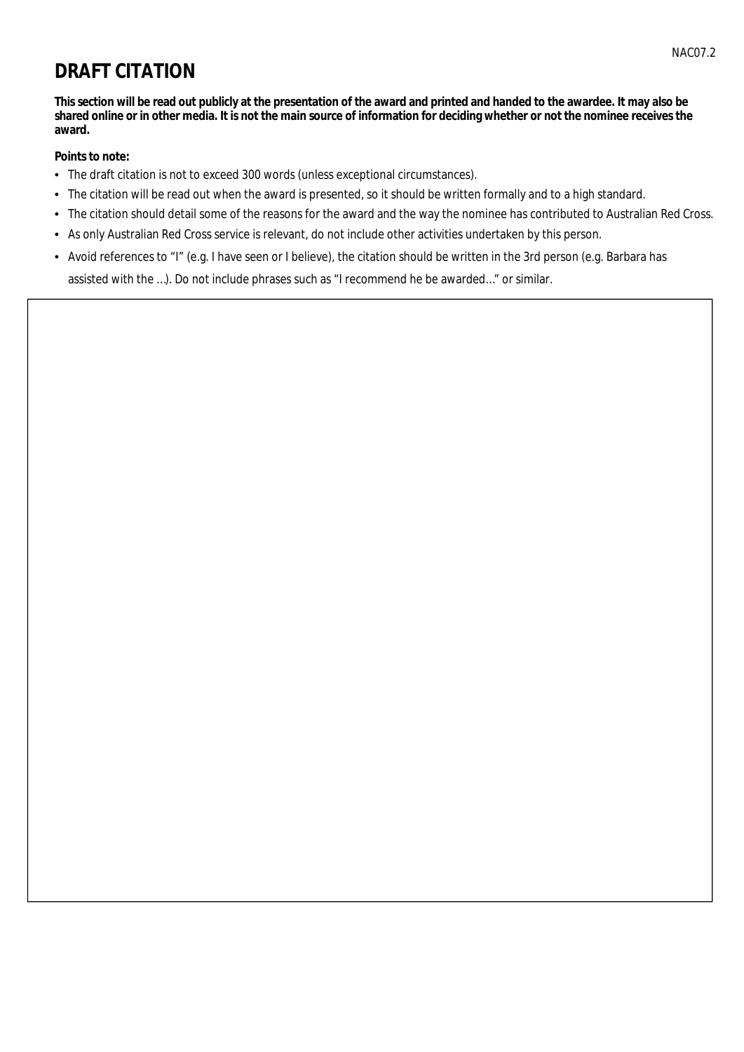# DRAFT CITATION

**This section will be read out publicly at the presentation of the award and printed and handed to the awardee. It may also be shared online or in other media. It is not the main source of information for deciding whether or not the nominee receives the award.**

**Points to note:**

- The draft citation is not to exceed 300 words (unless exceptional circumstances).
- The citation will be read out when the award is presented, so it should be written formally and to a high standard.
- The citation should detail some of the reasons for the award and the way the nominee has contributed to Australian Red Cross.
- As only Australian Red Cross service is relevant, do not include other activities undertaken by this person.
- Avoid references to "I" (e.g. I have seen or I believe), the citation should be written in the 3rd person (e.g. Barbara has assisted with the …). Do not include phrases such as "I recommend he be awarded…" or similar.